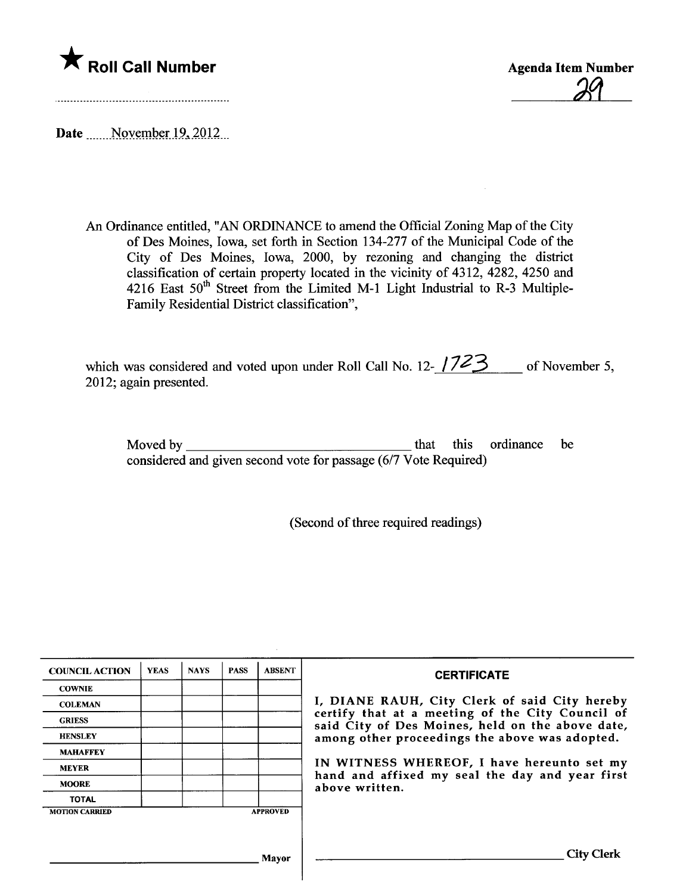★ **Roll Call Number**

**Agenda Item Number**

29

Date November 19, 2012

An Ordinance entitled, "AN ORDINANCE to amend the Official Zoning Map of the City of Des Moines, Iowa, set forth in Section 134-277 of the Municipal Code of the City of Des Moines, Iowa, 2000, by rezoning and changing the district classification of certain property located in the vicinity of 4312, 4282, 4250 and 4216 East 50th Street from the Limited M-1 Light Industrial to R-3 Multiple-Family Residential District classification",

which was considered and voted upon under Roll Call No. 12- 1723 of November 5, 2012; again presented.

Moved by ________________________________ that this ordinance be considered and given second vote for passage (6/7 Vote Required)

(Second of three required readings)

| COUNCIL ACTION | YEAS | NAYS | PASS | ABSENT |
| --- | --- | --- | --- | --- |
| COWNIE | | | | |
| COLEMAN | | | | |
| GRIESS | | | | |
| HENSLEY | | | | |
| MAHAFFEY | | | | |
| MEYER | | | | |
| MOORE | | | | |
| TOTAL | | | | |

MOTION CARRIED APPROVED

________________________________ Mayor

**CERTIFICATE**

I, DIANE RAUH, City Clerk of said City hereby certify that at a meeting of the City Council of said City of Des Moines, held on the above date, among other proceedings the above was adopted.

IN WITNESS WHEREOF, I have hereunto set my hand and affixed my seal the day and year first above written.

________________________________ City Clerk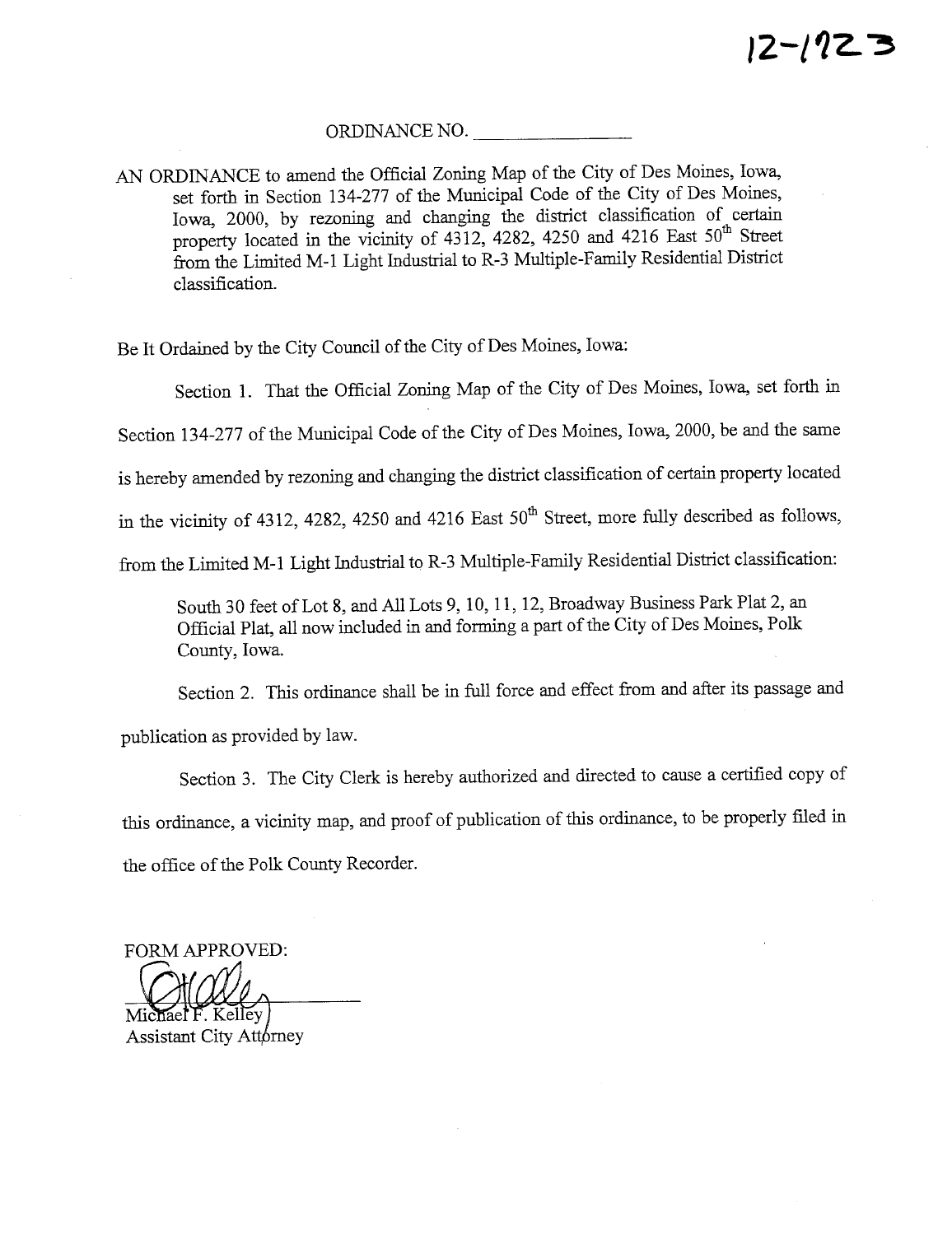12-1923

ORDINANCE NO. _______________

AN ORDINANCE to amend the Official Zoning Map of the City of Des Moines, Iowa, set forth in Section 134-277 of the Municipal Code of the City of Des Moines, Iowa, 2000, by rezoning and changing the district classification of certain property located in the vicinity of 4312, 4282, 4250 and 4216 East 50th Street from the Limited M-1 Light Industrial to R-3 Multiple-Family Residential District classification.

Be It Ordained by the City Council of the City of Des Moines, Iowa:

Section 1. That the Official Zoning Map of the City of Des Moines, Iowa, set forth in Section 134-277 of the Municipal Code of the City of Des Moines, Iowa, 2000, be and the same is hereby amended by rezoning and changing the district classification of certain property located in the vicinity of 4312, 4282, 4250 and 4216 East 50th Street, more fully described as follows, from the Limited M-1 Light Industrial to R-3 Multiple-Family Residential District classification:

South 30 feet of Lot 8, and All Lots 9, 10, 11, 12, Broadway Business Park Plat 2, an Official Plat, all now included in and forming a part of the City of Des Moines, Polk County, Iowa.

Section 2. This ordinance shall be in full force and effect from and after its passage and publication as provided by law.

Section 3. The City Clerk is hereby authorized and directed to cause a certified copy of this ordinance, a vicinity map, and proof of publication of this ordinance, to be properly filed in the office of the Polk County Recorder.

FORM APPROVED:

Michael F. Kelley
Assistant City Attorney